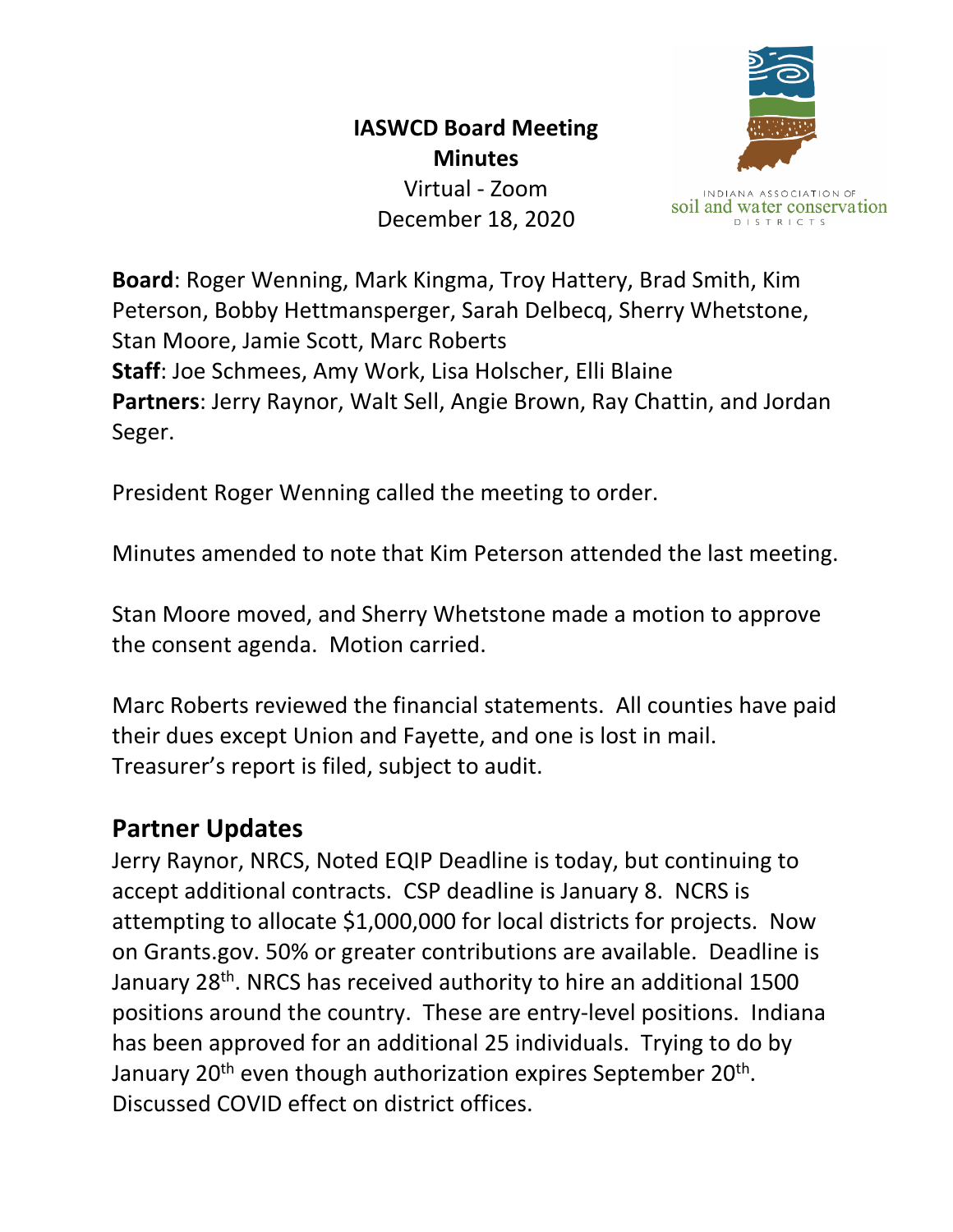# IASWCD Board Meeting Minutes

Virtual - Zoom
December 18, 2020

INDIANA ASSOCIATION OF soil and water conservation DISTRICTS

**Board**: Roger Wenning, Mark Kingma, Troy Hattery, Brad Smith, Kim Peterson, Bobby Hettmansperger, Sarah Delbecq, Sherry Whetstone, Stan Moore, Jamie Scott, Marc Roberts
**Staff**: Joe Schmees, Amy Work, Lisa Holscher, Elli Blaine
**Partners**: Jerry Raynor, Walt Sell, Angie Brown, Ray Chattin, and Jordan Seger.

President Roger Wenning called the meeting to order.

Minutes amended to note that Kim Peterson attended the last meeting.

Stan Moore moved, and Sherry Whetstone made a motion to approve the consent agenda. Motion carried.

Marc Roberts reviewed the financial statements. All counties have paid their dues except Union and Fayette, and one is lost in mail. Treasurer's report is filed, subject to audit.

## Partner Updates

Jerry Raynor, NRCS, Noted EQIP Deadline is today, but continuing to accept additional contracts. CSP deadline is January 8. NCRS is attempting to allocate $1,000,000 for local districts for projects. Now on Grants.gov. 50% or greater contributions are available. Deadline is January 28th. NRCS has received authority to hire an additional 1500 positions around the country. These are entry-level positions. Indiana has been approved for an additional 25 individuals. Trying to do by January 20th even though authorization expires September 20th. Discussed COVID effect on district offices.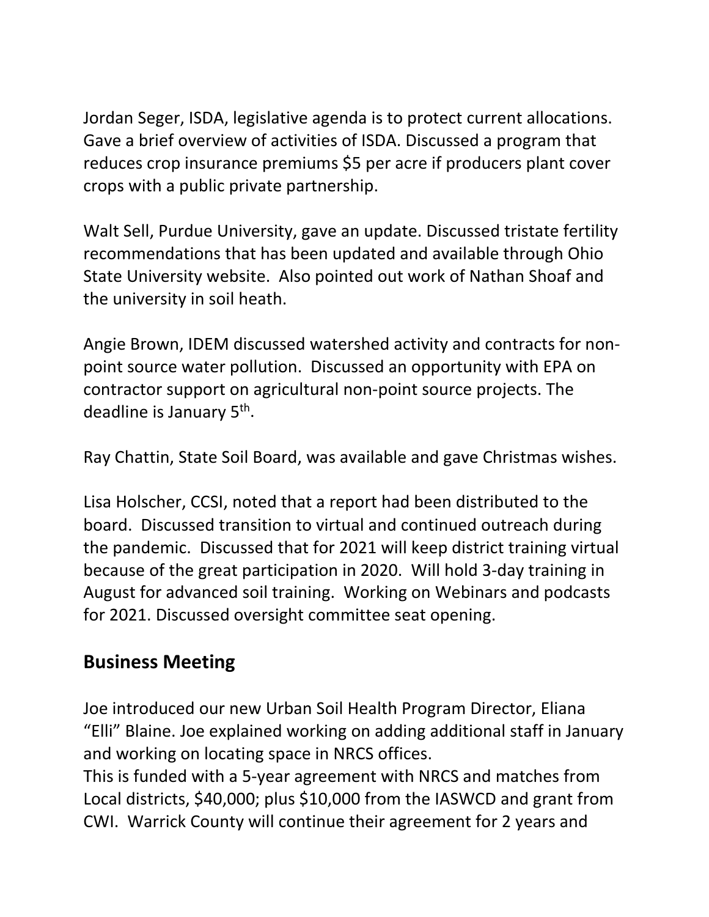Jordan Seger, ISDA, legislative agenda is to protect current allocations. Gave a brief overview of activities of ISDA. Discussed a program that reduces crop insurance premiums $5 per acre if producers plant cover crops with a public private partnership.

Walt Sell, Purdue University, gave an update. Discussed tristate fertility recommendations that has been updated and available through Ohio State University website. Also pointed out work of Nathan Shoaf and the university in soil heath.

Angie Brown, IDEM discussed watershed activity and contracts for non-point source water pollution. Discussed an opportunity with EPA on contractor support on agricultural non-point source projects. The deadline is January 5th.

Ray Chattin, State Soil Board, was available and gave Christmas wishes.

Lisa Holscher, CCSI, noted that a report had been distributed to the board. Discussed transition to virtual and continued outreach during the pandemic. Discussed that for 2021 will keep district training virtual because of the great participation in 2020. Will hold 3-day training in August for advanced soil training. Working on Webinars and podcasts for 2021. Discussed oversight committee seat opening.

## Business Meeting

Joe introduced our new Urban Soil Health Program Director, Eliana "Elli" Blaine. Joe explained working on adding additional staff in January and working on locating space in NRCS offices.
This is funded with a 5-year agreement with NRCS and matches from Local districts, $40,000; plus $10,000 from the IASWCD and grant from CWI. Warrick County will continue their agreement for 2 years and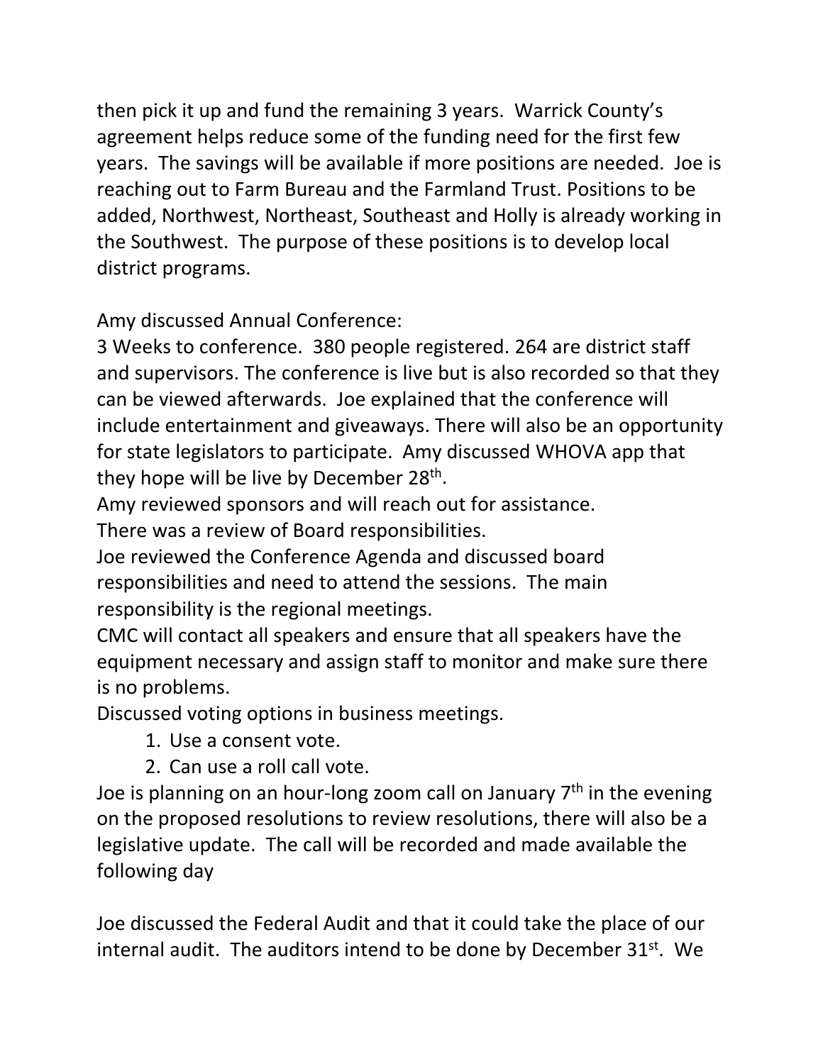then pick it up and fund the remaining 3 years. Warrick County's agreement helps reduce some of the funding need for the first few years. The savings will be available if more positions are needed. Joe is reaching out to Farm Bureau and the Farmland Trust. Positions to be added, Northwest, Northeast, Southeast and Holly is already working in the Southwest. The purpose of these positions is to develop local district programs.

Amy discussed Annual Conference:
3 Weeks to conference. 380 people registered. 264 are district staff and supervisors. The conference is live but is also recorded so that they can be viewed afterwards. Joe explained that the conference will include entertainment and giveaways. There will also be an opportunity for state legislators to participate. Amy discussed WHOVA app that they hope will be live by December 28th.
Amy reviewed sponsors and will reach out for assistance.
There was a review of Board responsibilities.
Joe reviewed the Conference Agenda and discussed board responsibilities and need to attend the sessions. The main responsibility is the regional meetings.
CMC will contact all speakers and ensure that all speakers have the equipment necessary and assign staff to monitor and make sure there is no problems.
Discussed voting options in business meetings.

1. Use a consent vote.
2. Can use a roll call vote.

Joe is planning on an hour-long zoom call on January 7th in the evening on the proposed resolutions to review resolutions, there will also be a legislative update. The call will be recorded and made available the following day

Joe discussed the Federal Audit and that it could take the place of our internal audit. The auditors intend to be done by December 31st. We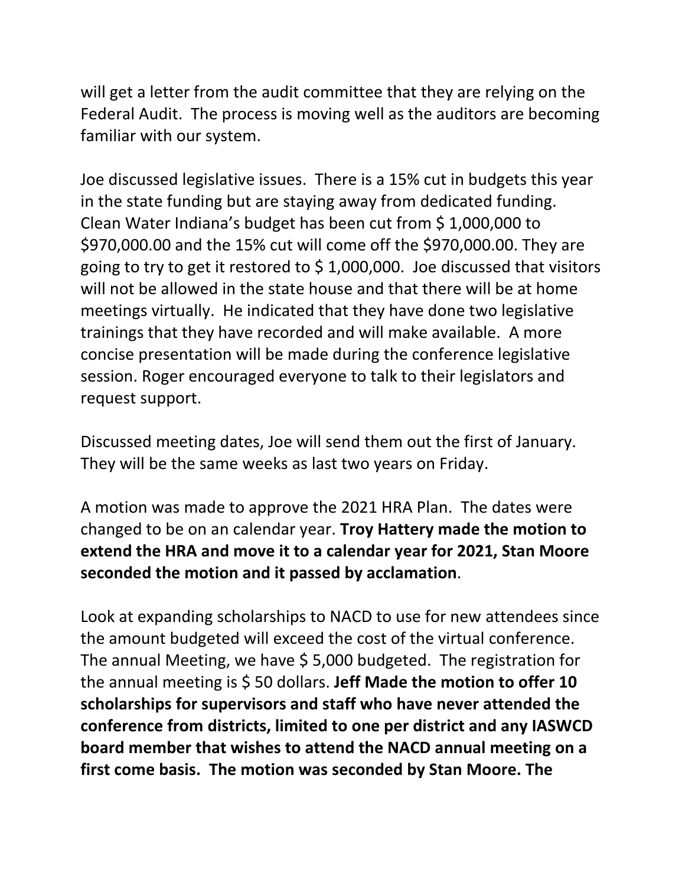will get a letter from the audit committee that they are relying on the Federal Audit. The process is moving well as the auditors are becoming familiar with our system.

Joe discussed legislative issues. There is a 15% cut in budgets this year in the state funding but are staying away from dedicated funding. Clean Water Indiana's budget has been cut from $ 1,000,000 to $970,000.00 and the 15% cut will come off the $970,000.00. They are going to try to get it restored to $ 1,000,000. Joe discussed that visitors will not be allowed in the state house and that there will be at home meetings virtually. He indicated that they have done two legislative trainings that they have recorded and will make available. A more concise presentation will be made during the conference legislative session. Roger encouraged everyone to talk to their legislators and request support.

Discussed meeting dates, Joe will send them out the first of January. They will be the same weeks as last two years on Friday.

A motion was made to approve the 2021 HRA Plan. The dates were changed to be on an calendar year. **Troy Hattery made the motion to extend the HRA and move it to a calendar year for 2021, Stan Moore seconded the motion and it passed by acclamation**.

Look at expanding scholarships to NACD to use for new attendees since the amount budgeted will exceed the cost of the virtual conference. The annual Meeting, we have $ 5,000 budgeted. The registration for the annual meeting is $ 50 dollars. **Jeff Made the motion to offer 10 scholarships for supervisors and staff who have never attended the conference from districts, limited to one per district and any IASWCD board member that wishes to attend the NACD annual meeting on a first come basis. The motion was seconded by Stan Moore. The**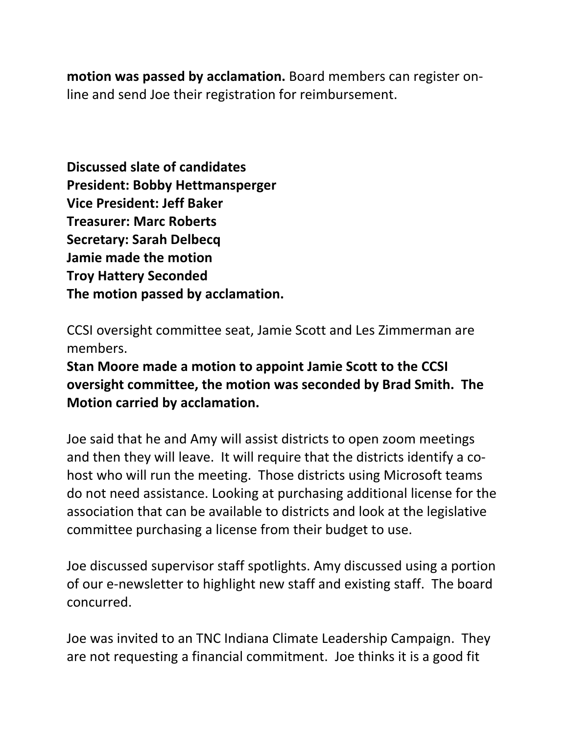**motion was passed by acclamation.** Board members can register on-line and send Joe their registration for reimbursement.

**Discussed slate of candidates**
**President: Bobby Hettmansperger**
**Vice President: Jeff Baker**
**Treasurer: Marc Roberts**
**Secretary: Sarah Delbecq**
**Jamie made the motion**
**Troy Hattery Seconded**
**The motion passed by acclamation.**

CCSI oversight committee seat, Jamie Scott and Les Zimmerman are members.

**Stan Moore made a motion to appoint Jamie Scott to the CCSI oversight committee, the motion was seconded by Brad Smith. The Motion carried by acclamation.**

Joe said that he and Amy will assist districts to open zoom meetings and then they will leave. It will require that the districts identify a co-host who will run the meeting. Those districts using Microsoft teams do not need assistance. Looking at purchasing additional license for the association that can be available to districts and look at the legislative committee purchasing a license from their budget to use.

Joe discussed supervisor staff spotlights. Amy discussed using a portion of our e-newsletter to highlight new staff and existing staff. The board concurred.

Joe was invited to an TNC Indiana Climate Leadership Campaign. They are not requesting a financial commitment. Joe thinks it is a good fit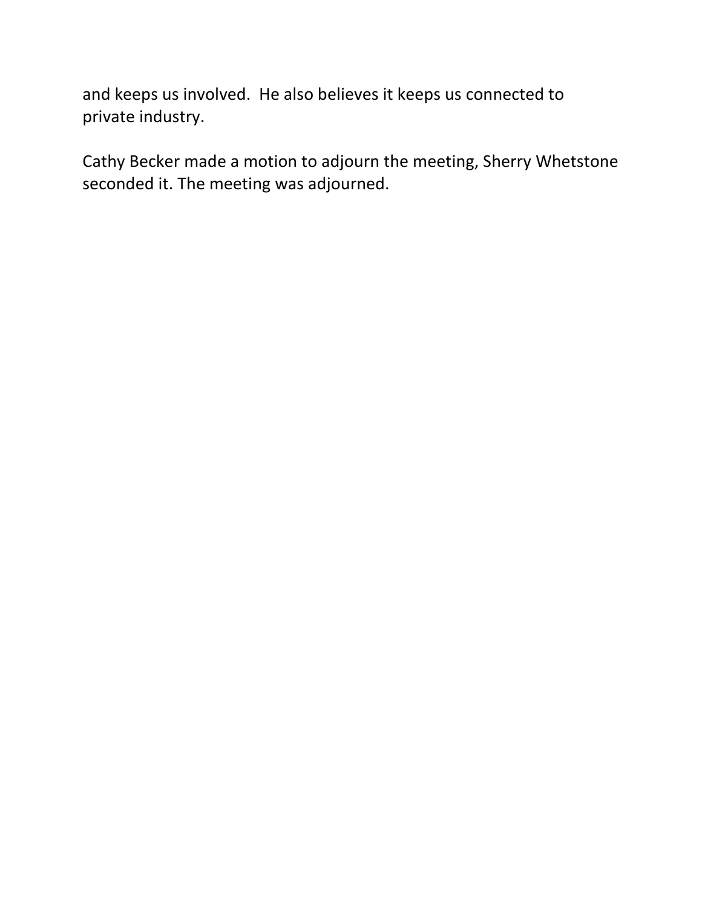and keeps us involved. He also believes it keeps us connected to private industry.

Cathy Becker made a motion to adjourn the meeting, Sherry Whetstone seconded it. The meeting was adjourned.